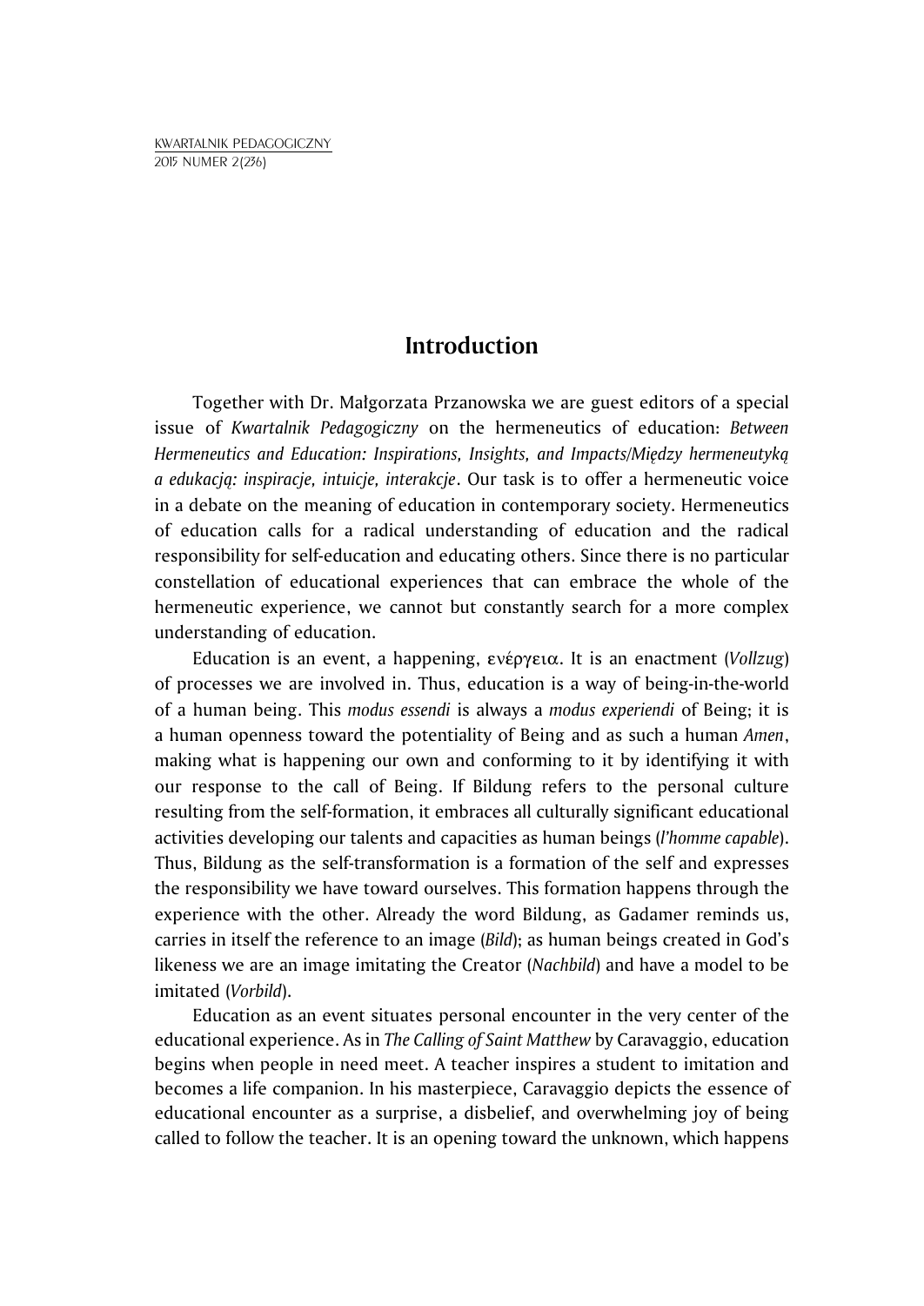# Introduction

Together with Dr. Małgorzata Przanowska we are guest editors of a special issue of *Kwartalnik Pedagogiczny* on the hermeneutics of education: *Between Hermeneutics and Education: Inspirations, Insights, and Impacts/Między hermeneutyką a edukacją: inspiracje, intuicje, interakcje*. Our task is to offer a hermeneutic voice in a debate on the meaning of education in contemporary society. Hermeneutics of education calls for a radical understanding of education and the radical responsibility for self-education and educating others. Since there is no particular constellation of educational experiences that can embrace the whole of the hermeneutic experience, we cannot but constantly search for a more complex understanding of education.

Education is an event, a happening, ενέργεια. It is an enactment (*Vollzug*) of processes we are involved in. Thus, education is a way of being-in-the-world of a human being. This *modus essendi* is always a *modus experiendi* of Being; it is a human openness toward the potentiality of Being and as such a human *Amen*, making what is happening our own and conforming to it by identifying it with our response to the call of Being. If Bildung refers to the personal culture resulting from the self-formation, it embraces all culturally significant educational activities developing our talents and capacities as human beings (*l'homme capable*). Thus, Bildung as the self-transformation is a formation of the self and expresses the responsibility we have toward ourselves. This formation happens through the experience with the other. Already the word Bildung, as Gadamer reminds us, carries in itself the reference to an image (*Bild*); as human beings created in God's likeness we are an image imitating the Creator (*Nachbild*) and have a model to be imitated (*Vorbild*).

Education as an event situates personal encounter in the very center of the educational experience. As in *The Calling of Saint Matthew* by Caravaggio, education begins when people in need meet. A teacher inspires a student to imitation and becomes a life companion. In his masterpiece, Caravaggio depicts the essence of educational encounter as a surprise, a disbelief, and overwhelming joy of being called to follow the teacher. It is an opening toward the unknown, which happens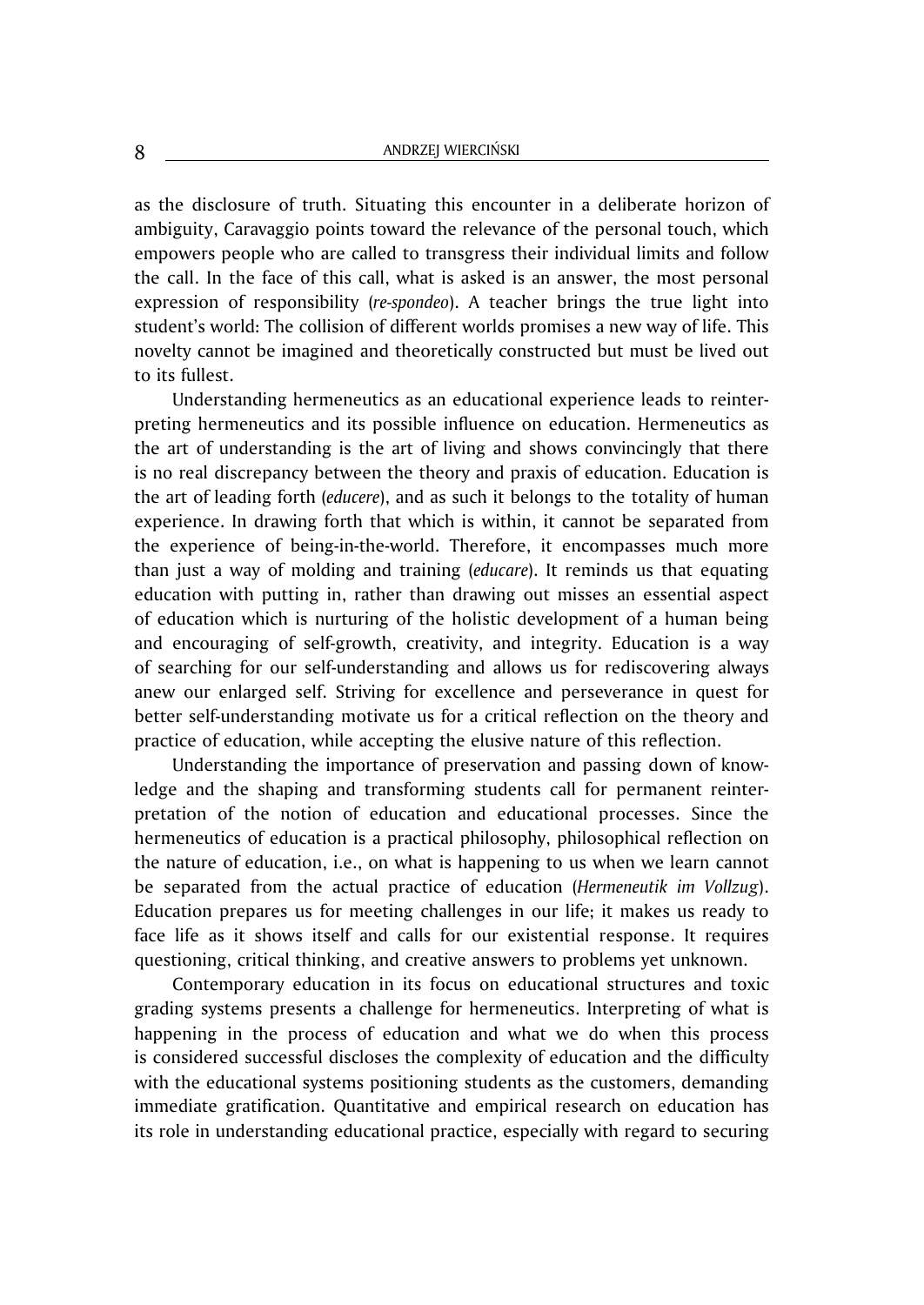as the disclosure of truth. Situating this encounter in a deliberate horizon of ambiguity, Caravaggio points toward the relevance of the personal touch, which empowers people who are called to transgress their individual limits and follow the call. In the face of this call, what is asked is an answer, the most personal expression of responsibility (*re-spondeo*). A teacher brings the true light into student's world: The collision of different worlds promises a new way of life. This novelty cannot be imagined and theoretically constructed but must be lived out to its fullest.

Understanding hermeneutics as an educational experience leads to reinterpreting hermeneutics and its possible influence on education. Hermeneutics as the art of understanding is the art of living and shows convincingly that there is no real discrepancy between the theory and praxis of education. Education is the art of leading forth (*educere*), and as such it belongs to the totality of human experience. In drawing forth that which is within, it cannot be separated from the experience of being-in-the-world. Therefore, it encompasses much more than just a way of molding and training (*educare*). It reminds us that equating education with putting in, rather than drawing out misses an essential aspect of education which is nurturing of the holistic development of a human being and encouraging of self-growth, creativity, and integrity. Education is a way of searching for our self-understanding and allows us for rediscovering always anew our enlarged self. Striving for excellence and perseverance in quest for better self-understanding motivate us for a critical reflection on the theory and practice of education, while accepting the elusive nature of this reflection.

Understanding the importance of preservation and passing down of knowledge and the shaping and transforming students call for permanent reinterpretation of the notion of education and educational processes. Since the hermeneutics of education is a practical philosophy, philosophical reflection on the nature of education, i.e., on what is happening to us when we learn cannot be separated from the actual practice of education (*Hermeneutik im Vollzug*). Education prepares us for meeting challenges in our life; it makes us ready to face life as it shows itself and calls for our existential response. It requires questioning, critical thinking, and creative answers to problems yet unknown.

Contemporary education in its focus on educational structures and toxic grading systems presents a challenge for hermeneutics. Interpreting of what is happening in the process of education and what we do when this process is considered successful discloses the complexity of education and the difficulty with the educational systems positioning students as the customers, demanding immediate gratification. Quantitative and empirical research on education has its role in understanding educational practice, especially with regard to securing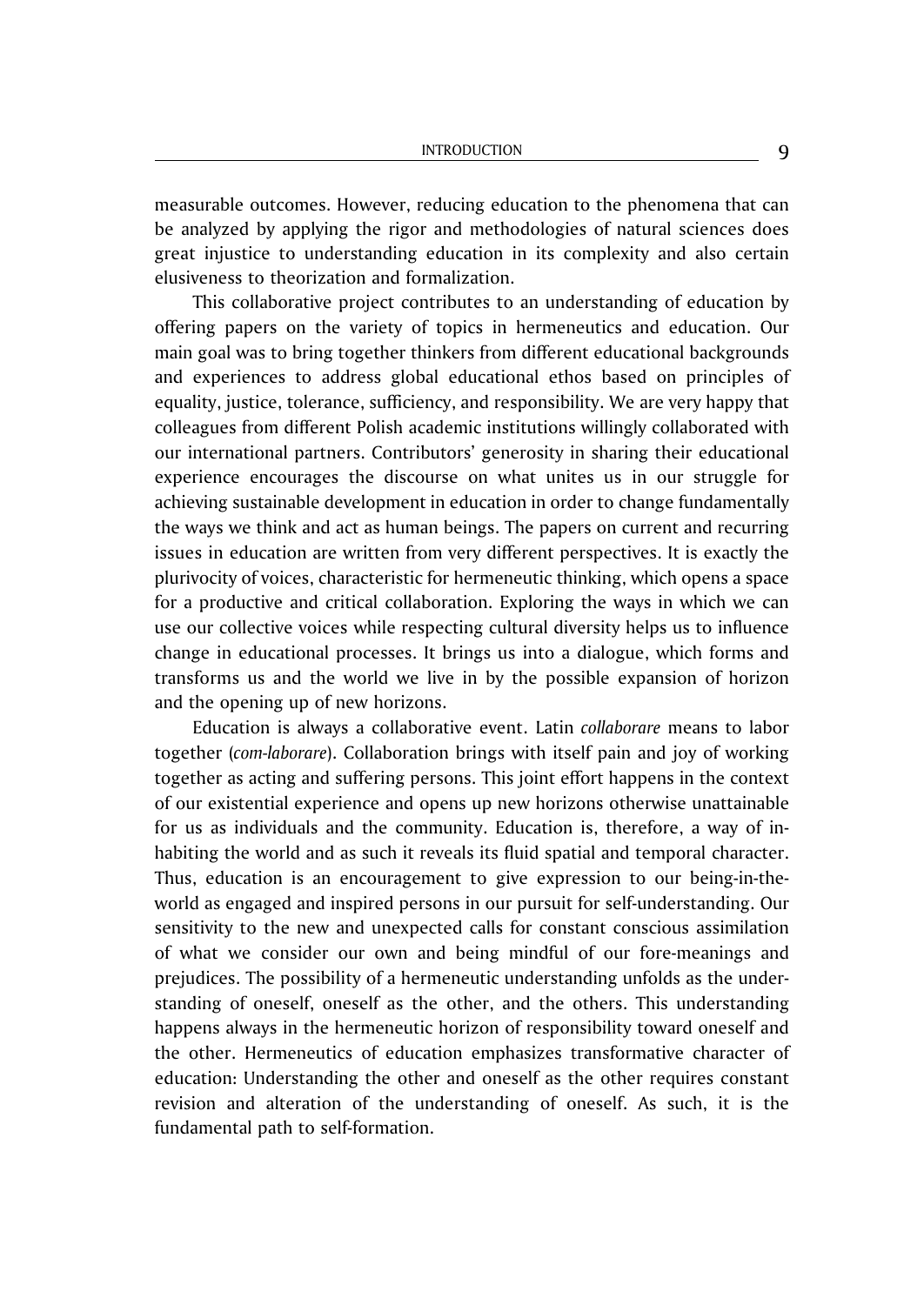measurable outcomes. However, reducing education to the phenomena that can be analyzed by applying the rigor and methodologies of natural sciences does great injustice to understanding education in its complexity and also certain elusiveness to theorization and formalization.

This collaborative project contributes to an understanding of education by offering papers on the variety of topics in hermeneutics and education. Our main goal was to bring together thinkers from different educational backgrounds and experiences to address global educational ethos based on principles of equality, justice, tolerance, sufficiency, and responsibility. We are very happy that colleagues from different Polish academic institutions willingly collaborated with our international partners. Contributors' generosity in sharing their educational experience encourages the discourse on what unites us in our struggle for achieving sustainable development in education in order to change fundamentally the ways we think and act as human beings. The papers on current and recurring issues in education are written from very different perspectives. It is exactly the plurivocity of voices, characteristic for hermeneutic thinking, which opens a space for a productive and critical collaboration. Exploring the ways in which we can use our collective voices while respecting cultural diversity helps us to influence change in educational processes. It brings us into a dialogue, which forms and transforms us and the world we live in by the possible expansion of horizon and the opening up of new horizons.

Education is always a collaborative event. Latin *collaborare* means to labor together (*com-laborare*). Collaboration brings with itself pain and joy of working together as acting and suffering persons. This joint effort happens in the context of our existential experience and opens up new horizons otherwise unattainable for us as individuals and the community. Education is, therefore, a way of inhabiting the world and as such it reveals its fluid spatial and temporal character. Thus, education is an encouragement to give expression to our being-in-the-world as engaged and inspired persons in our pursuit for self-understanding. Our sensitivity to the new and unexpected calls for constant conscious assimilation of what we consider our own and being mindful of our fore-meanings and prejudices. The possibility of a hermeneutic understanding unfolds as the understanding of oneself, oneself as the other, and the others. This understanding happens always in the hermeneutic horizon of responsibility toward oneself and the other. Hermeneutics of education emphasizes transformative character of education: Understanding the other and oneself as the other requires constant revision and alteration of the understanding of oneself. As such, it is the fundamental path to self-formation.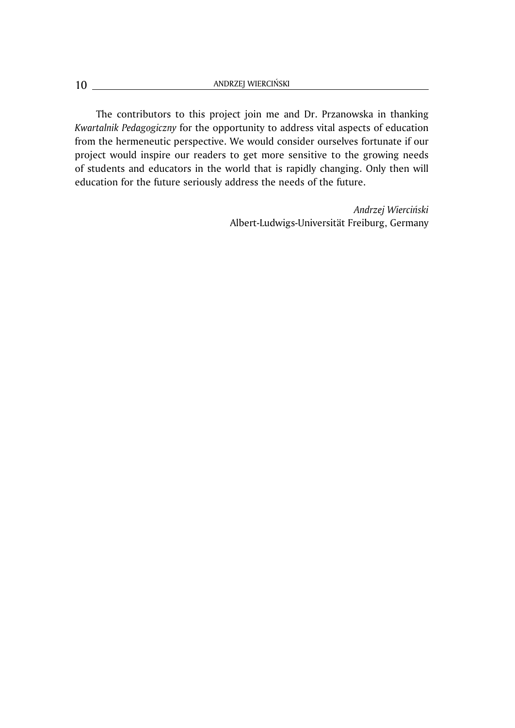The contributors to this project join me and Dr. Przanowska in thanking *Kwartalnik Pedagogiczny* for the opportunity to address vital aspects of education from the hermeneutic perspective. We would consider ourselves fortunate if our project would inspire our readers to get more sensitive to the growing needs of students and educators in the world that is rapidly changing. Only then will education for the future seriously address the needs of the future.

*Andrzej Wierciński*
Albert-Ludwigs-Universität Freiburg, Germany